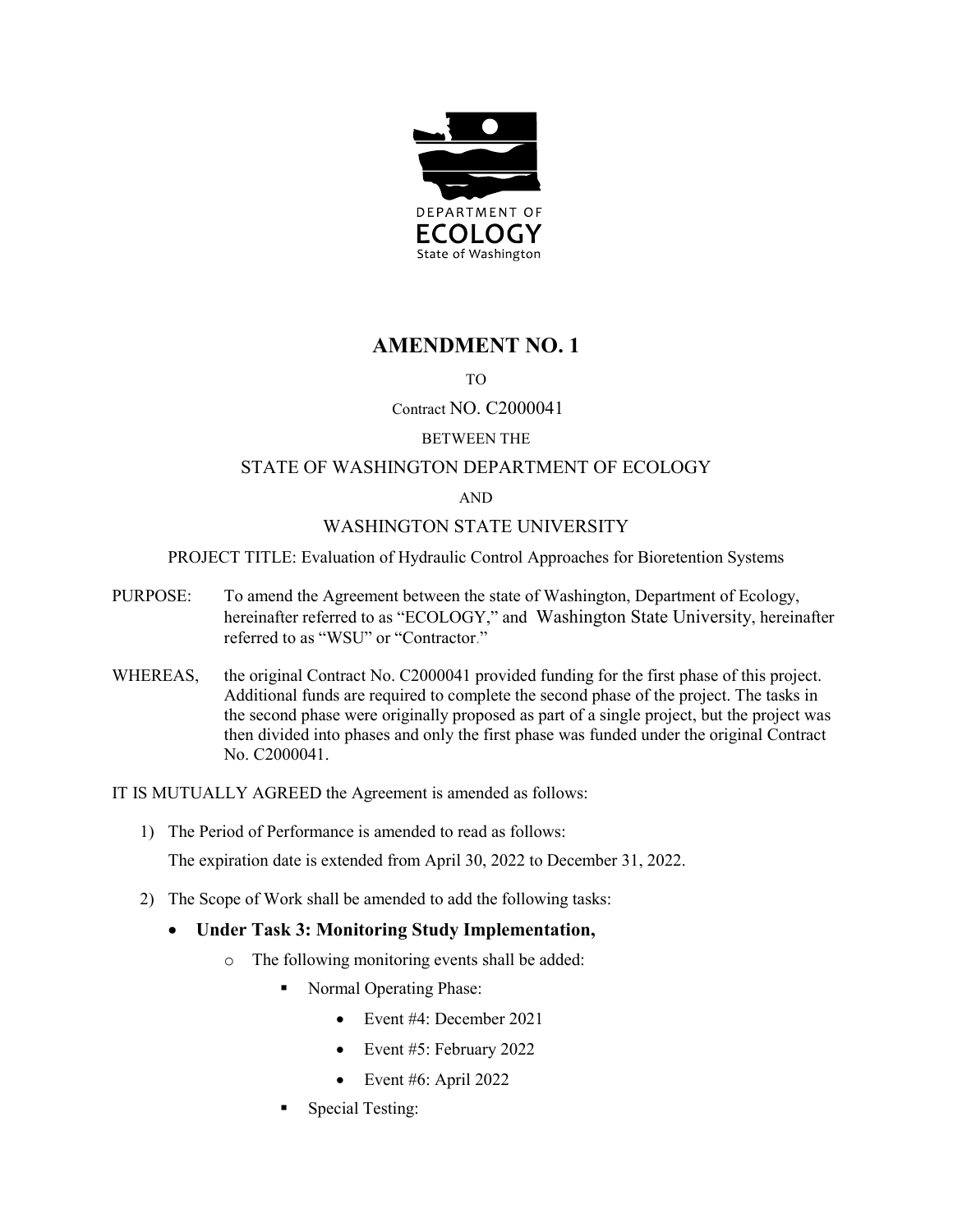DEPARTMENT OF
ECOLOGY
State of Washington

# AMENDMENT NO. 1

TO

Contract NO. C2000041

BETWEEN THE

STATE OF WASHINGTON DEPARTMENT OF ECOLOGY

AND

WASHINGTON STATE UNIVERSITY

PROJECT TITLE: Evaluation of Hydraulic Control Approaches for Bioretention Systems

PURPOSE: To amend the Agreement between the state of Washington, Department of Ecology, hereinafter referred to as "ECOLOGY," and Washington State University, hereinafter referred to as "WSU" or "Contractor."

WHEREAS, the original Contract No. C2000041 provided funding for the first phase of this project. Additional funds are required to complete the second phase of the project. The tasks in the second phase were originally proposed as part of a single project, but the project was then divided into phases and only the first phase was funded under the original Contract No. C2000041.

IT IS MUTUALLY AGREED the Agreement is amended as follows:

1) The Period of Performance is amended to read as follows:

   The expiration date is extended from April 30, 2022 to December 31, 2022.

2) The Scope of Work shall be amended to add the following tasks:

   - **Under Task 3: Monitoring Study Implementation,**
     - The following monitoring events shall be added:
       - Normal Operating Phase:
         - Event #4: December 2021
         - Event #5: February 2022
         - Event #6: April 2022
       - Special Testing: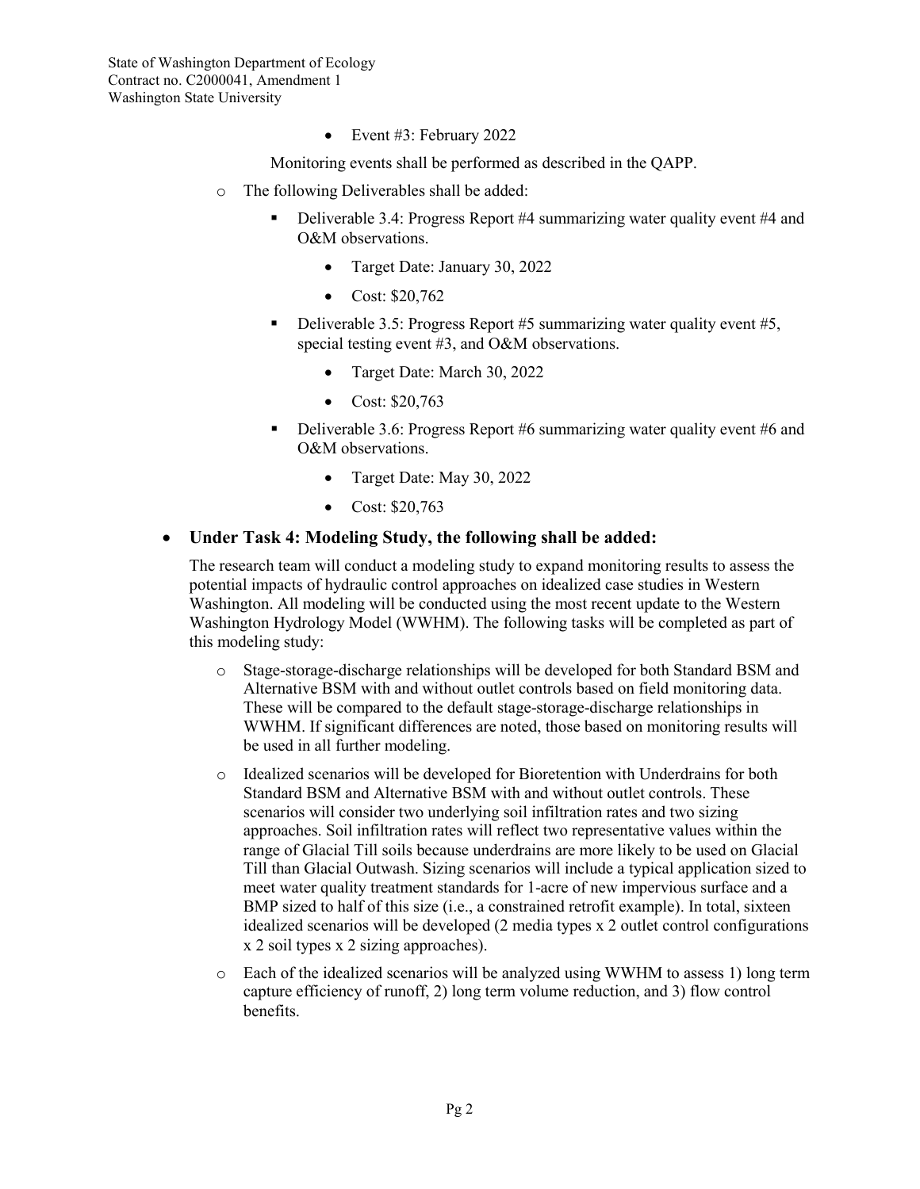- Event #3: February 2022

  Monitoring events shall be performed as described in the QAPP.

  - The following Deliverables shall be added:
    - Deliverable 3.4: Progress Report #4 summarizing water quality event #4 and O&M observations.
      - Target Date: January 30, 2022
      - Cost: $20,762
    - Deliverable 3.5: Progress Report #5 summarizing water quality event #5, special testing event #3, and O&M observations.
      - Target Date: March 30, 2022
      - Cost: $20,763
    - Deliverable 3.6: Progress Report #6 summarizing water quality event #6 and O&M observations.
      - Target Date: May 30, 2022
      - Cost: $20,763

- **Under Task 4: Modeling Study, the following shall be added:**

  The research team will conduct a modeling study to expand monitoring results to assess the potential impacts of hydraulic control approaches on idealized case studies in Western Washington. All modeling will be conducted using the most recent update to the Western Washington Hydrology Model (WWHM). The following tasks will be completed as part of this modeling study:

  - Stage-storage-discharge relationships will be developed for both Standard BSM and Alternative BSM with and without outlet controls based on field monitoring data. These will be compared to the default stage-storage-discharge relationships in WWHM. If significant differences are noted, those based on monitoring results will be used in all further modeling.
  - Idealized scenarios will be developed for Bioretention with Underdrains for both Standard BSM and Alternative BSM with and without outlet controls. These scenarios will consider two underlying soil infiltration rates and two sizing approaches. Soil infiltration rates will reflect two representative values within the range of Glacial Till soils because underdrains are more likely to be used on Glacial Till than Glacial Outwash. Sizing scenarios will include a typical application sized to meet water quality treatment standards for 1-acre of new impervious surface and a BMP sized to half of this size (i.e., a constrained retrofit example). In total, sixteen idealized scenarios will be developed (2 media types x 2 outlet control configurations x 2 soil types x 2 sizing approaches).
  - Each of the idealized scenarios will be analyzed using WWHM to assess 1) long term capture efficiency of runoff, 2) long term volume reduction, and 3) flow control benefits.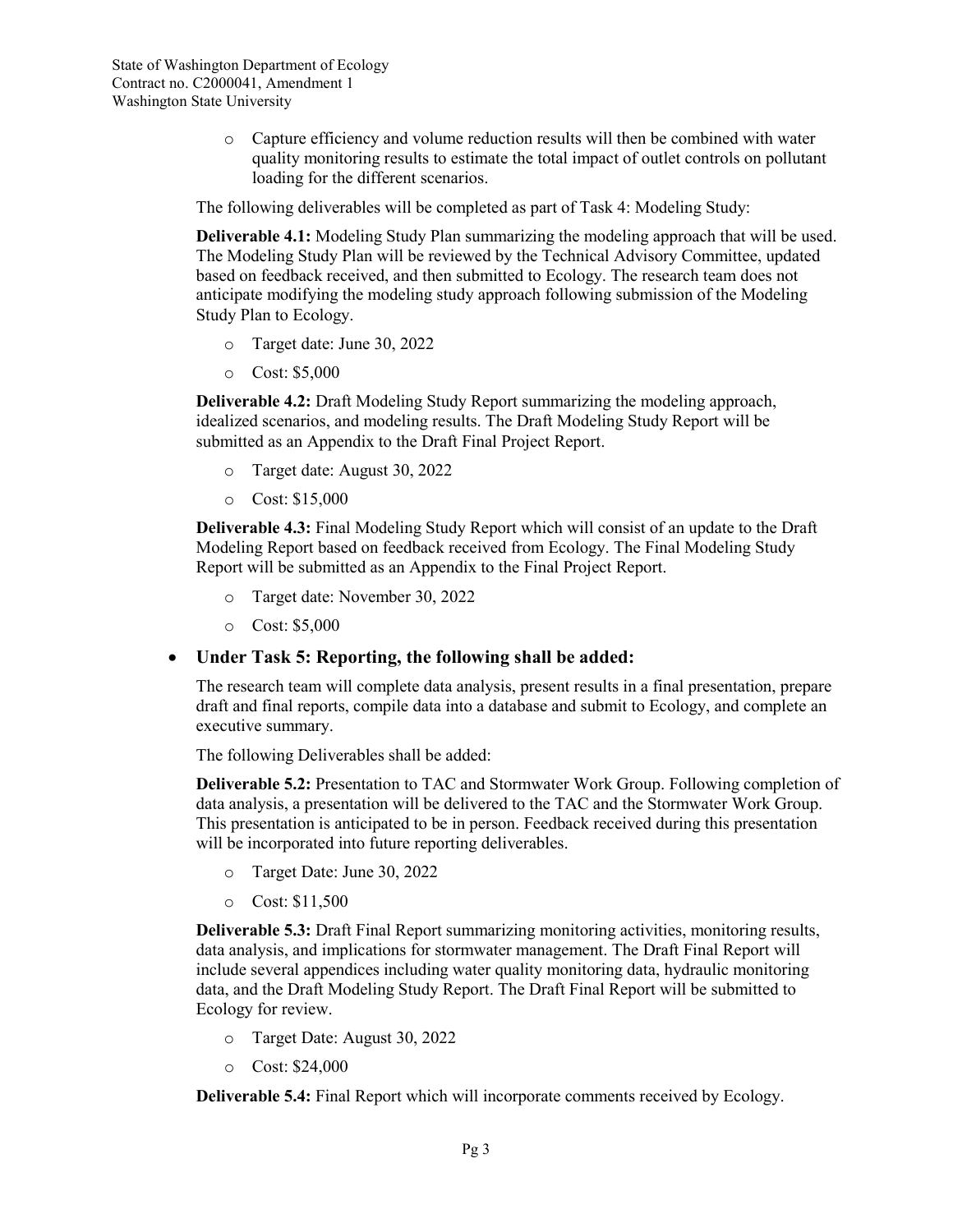- Capture efficiency and volume reduction results will then be combined with water quality monitoring results to estimate the total impact of outlet controls on pollutant loading for the different scenarios.

The following deliverables will be completed as part of Task 4: Modeling Study:

**Deliverable 4.1:** Modeling Study Plan summarizing the modeling approach that will be used. The Modeling Study Plan will be reviewed by the Technical Advisory Committee, updated based on feedback received, and then submitted to Ecology. The research team does not anticipate modifying the modeling study approach following submission of the Modeling Study Plan to Ecology.

- Target date: June 30, 2022
- Cost: $5,000

**Deliverable 4.2:** Draft Modeling Study Report summarizing the modeling approach, idealized scenarios, and modeling results. The Draft Modeling Study Report will be submitted as an Appendix to the Draft Final Project Report.

- Target date: August 30, 2022
- Cost: $15,000

**Deliverable 4.3:** Final Modeling Study Report which will consist of an update to the Draft Modeling Report based on feedback received from Ecology. The Final Modeling Study Report will be submitted as an Appendix to the Final Project Report.

- Target date: November 30, 2022
- Cost: $5,000

- **Under Task 5: Reporting, the following shall be added:**

The research team will complete data analysis, present results in a final presentation, prepare draft and final reports, compile data into a database and submit to Ecology, and complete an executive summary.

The following Deliverables shall be added:

**Deliverable 5.2:** Presentation to TAC and Stormwater Work Group. Following completion of data analysis, a presentation will be delivered to the TAC and the Stormwater Work Group. This presentation is anticipated to be in person. Feedback received during this presentation will be incorporated into future reporting deliverables.

- Target Date: June 30, 2022
- Cost: $11,500

**Deliverable 5.3:** Draft Final Report summarizing monitoring activities, monitoring results, data analysis, and implications for stormwater management. The Draft Final Report will include several appendices including water quality monitoring data, hydraulic monitoring data, and the Draft Modeling Study Report. The Draft Final Report will be submitted to Ecology for review.

- Target Date: August 30, 2022
- Cost: $24,000

**Deliverable 5.4:** Final Report which will incorporate comments received by Ecology.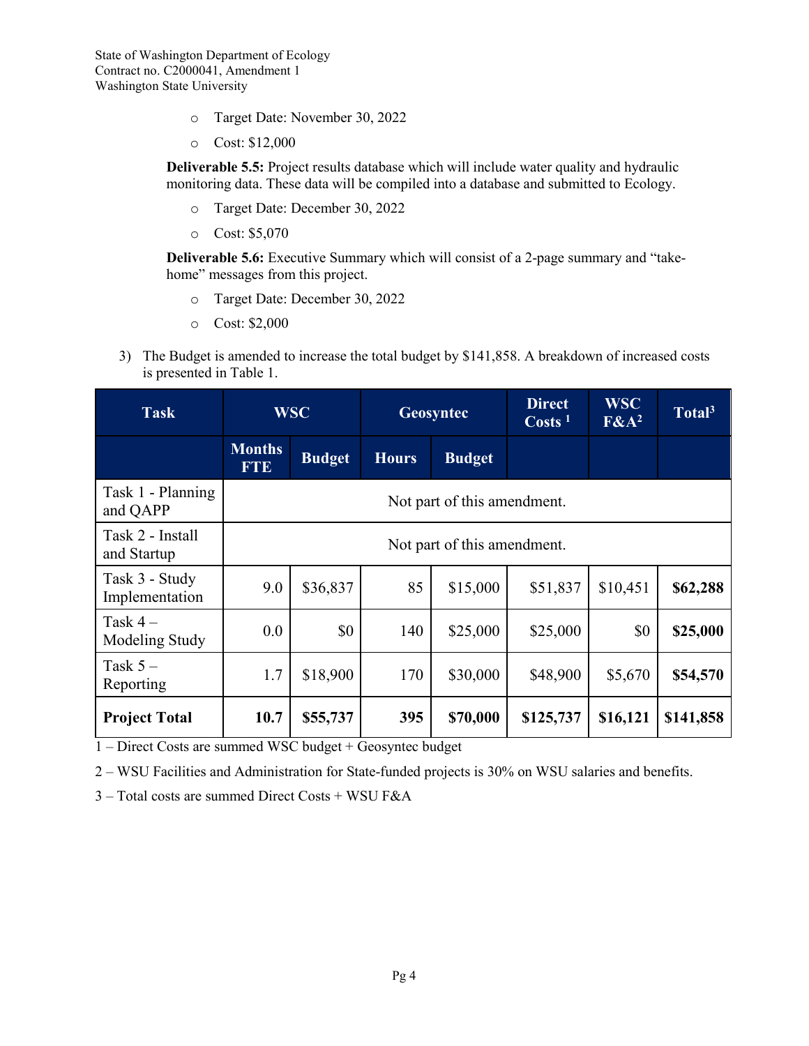- Target Date: November 30, 2022
- Cost: $12,000

**Deliverable 5.5:** Project results database which will include water quality and hydraulic monitoring data. These data will be compiled into a database and submitted to Ecology.

- Target Date: December 30, 2022
- Cost: $5,070

**Deliverable 5.6:** Executive Summary which will consist of a 2-page summary and "take-home" messages from this project.

- Target Date: December 30, 2022
- Cost: $2,000

3) The Budget is amended to increase the total budget by $141,858. A breakdown of increased costs is presented in Table 1.

| Task | WSC | | Geosyntec | | Direct Costs [1] | WSC F&A[2] | Total[3] |
|---|---|---|---|---|---|---|---|
| | Months FTE | Budget | Hours | Budget | | | |
| Task 1 - Planning and QAPP | Not part of this amendment. | | | | | | |
| Task 2 - Install and Startup | Not part of this amendment. | | | | | | |
| Task 3 - Study Implementation | 9.0 | $36,837 | 85 | $15,000 | $51,837 | $10,451 | **$62,288** |
| Task 4 – Modeling Study | 0.0 | $0 | 140 | $25,000 | $25,000 | $0 | **$25,000** |
| Task 5 – Reporting | 1.7 | $18,900 | 170 | $30,000 | $48,900 | $5,670 | **$54,570** |
| **Project Total** | **10.7** | **$55,737** | **395** | **$70,000** | **$125,737** | **$16,121** | **$141,858** |

1 – Direct Costs are summed WSC budget + Geosyntec budget

2 – WSU Facilities and Administration for State-funded projects is 30% on WSU salaries and benefits.

3 – Total costs are summed Direct Costs + WSU F&A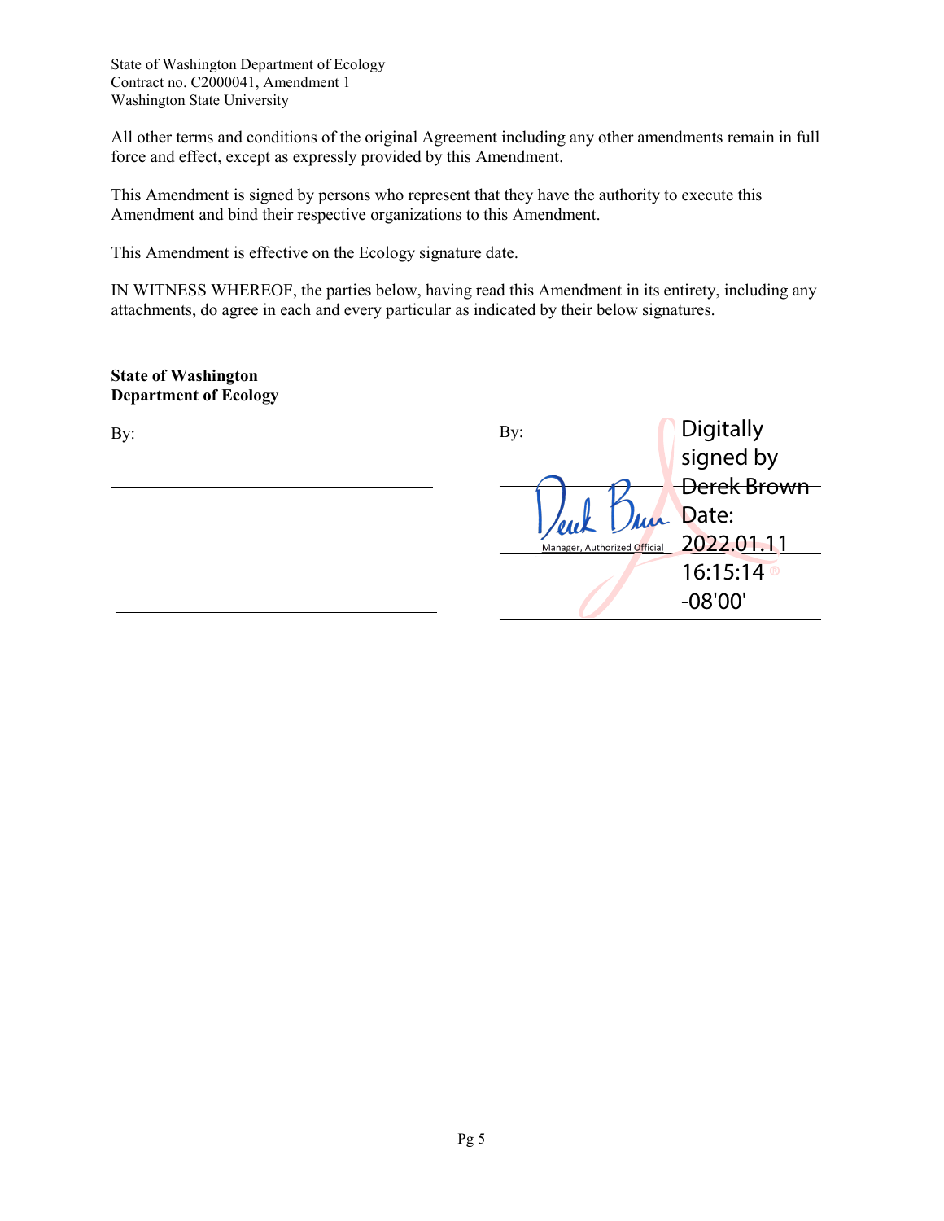All other terms and conditions of the original Agreement including any other amendments remain in full force and effect, except as expressly provided by this Amendment.

This Amendment is signed by persons who represent that they have the authority to execute this Amendment and bind their respective organizations to this Amendment.

This Amendment is effective on the Ecology signature date.

IN WITNESS WHEREOF, the parties below, having read this Amendment in its entirety, including any attachments, do agree in each and every particular as indicated by their below signatures.

**State of Washington**
**Department of Ecology**

By:

_________________________________

_________________________________

_________________________________

By:

Digitally signed by Derek Brown
Date: 2022.01.11 16:15:14 -08'00'

Manager, Authorized Official

_________________________________